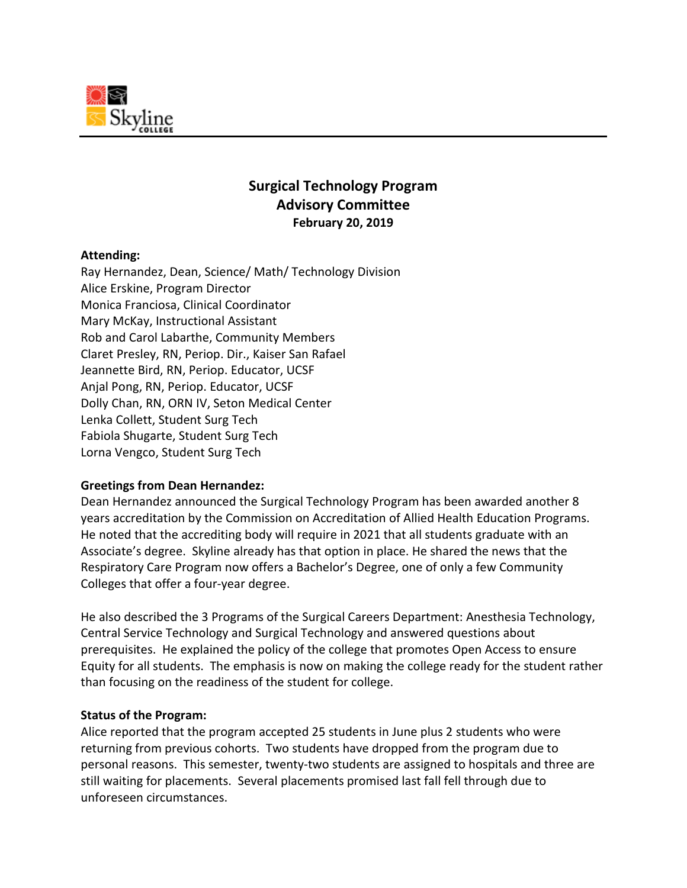# Surgical Technology Program
## Advisory Committee
**February 20, 2019**

**Attending:**
Ray Hernandez, Dean, Science/ Math/ Technology Division
Alice Erskine, Program Director
Monica Franciosa, Clinical Coordinator
Mary McKay, Instructional Assistant
Rob and Carol Labarthe, Community Members
Claret Presley, RN, Periop. Dir., Kaiser San Rafael
Jeannette Bird, RN, Periop. Educator, UCSF
Anjal Pong, RN, Periop. Educator, UCSF
Dolly Chan, RN, ORN IV, Seton Medical Center
Lenka Collett, Student Surg Tech
Fabiola Shugarte, Student Surg Tech
Lorna Vengco, Student Surg Tech

**Greetings from Dean Hernandez:**
Dean Hernandez announced the Surgical Technology Program has been awarded another 8 years accreditation by the Commission on Accreditation of Allied Health Education Programs. He noted that the accrediting body will require in 2021 that all students graduate with an Associate's degree. Skyline already has that option in place. He shared the news that the Respiratory Care Program now offers a Bachelor's Degree, one of only a few Community Colleges that offer a four-year degree.

He also described the 3 Programs of the Surgical Careers Department: Anesthesia Technology, Central Service Technology and Surgical Technology and answered questions about prerequisites. He explained the policy of the college that promotes Open Access to ensure Equity for all students. The emphasis is now on making the college ready for the student rather than focusing on the readiness of the student for college.

**Status of the Program:**
Alice reported that the program accepted 25 students in June plus 2 students who were returning from previous cohorts. Two students have dropped from the program due to personal reasons. This semester, twenty-two students are assigned to hospitals and three are still waiting for placements. Several placements promised last fall fell through due to unforeseen circumstances.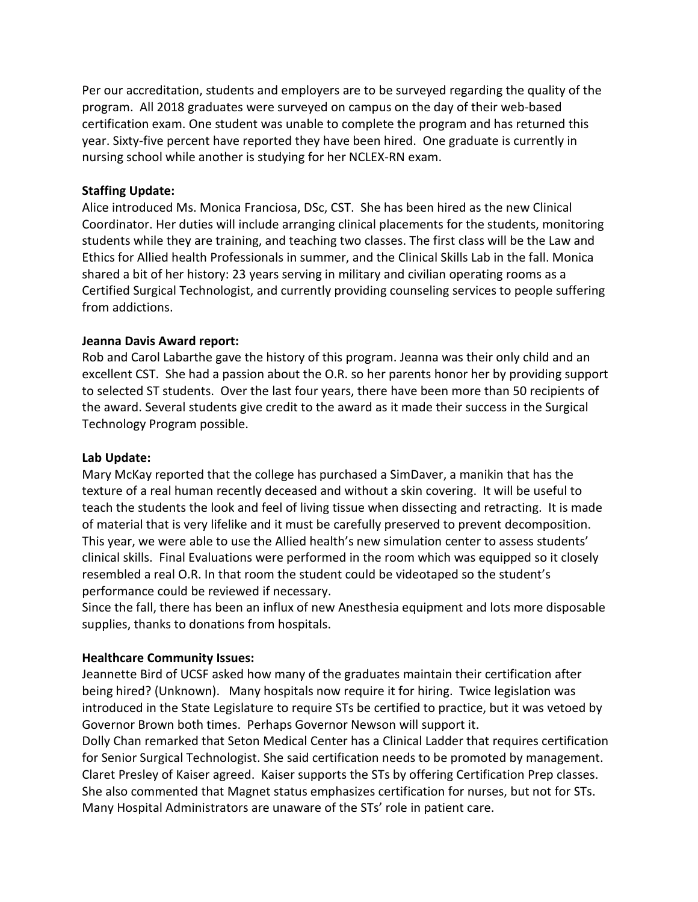Per our accreditation, students and employers are to be surveyed regarding the quality of the program. All 2018 graduates were surveyed on campus on the day of their web-based certification exam. One student was unable to complete the program and has returned this year. Sixty-five percent have reported they have been hired. One graduate is currently in nursing school while another is studying for her NCLEX-RN exam.

**Staffing Update:**
Alice introduced Ms. Monica Franciosa, DSc, CST. She has been hired as the new Clinical Coordinator. Her duties will include arranging clinical placements for the students, monitoring students while they are training, and teaching two classes. The first class will be the Law and Ethics for Allied health Professionals in summer, and the Clinical Skills Lab in the fall. Monica shared a bit of her history: 23 years serving in military and civilian operating rooms as a Certified Surgical Technologist, and currently providing counseling services to people suffering from addictions.

**Jeanna Davis Award report:**
Rob and Carol Labarthe gave the history of this program. Jeanna was their only child and an excellent CST. She had a passion about the O.R. so her parents honor her by providing support to selected ST students. Over the last four years, there have been more than 50 recipients of the award. Several students give credit to the award as it made their success in the Surgical Technology Program possible.

**Lab Update:**
Mary McKay reported that the college has purchased a SimDaver, a manikin that has the texture of a real human recently deceased and without a skin covering. It will be useful to teach the students the look and feel of living tissue when dissecting and retracting. It is made of material that is very lifelike and it must be carefully preserved to prevent decomposition. This year, we were able to use the Allied health's new simulation center to assess students' clinical skills. Final Evaluations were performed in the room which was equipped so it closely resembled a real O.R. In that room the student could be videotaped so the student's performance could be reviewed if necessary.
Since the fall, there has been an influx of new Anesthesia equipment and lots more disposable supplies, thanks to donations from hospitals.

**Healthcare Community Issues:**
Jeannette Bird of UCSF asked how many of the graduates maintain their certification after being hired? (Unknown). Many hospitals now require it for hiring. Twice legislation was introduced in the State Legislature to require STs be certified to practice, but it was vetoed by Governor Brown both times. Perhaps Governor Newson will support it.
Dolly Chan remarked that Seton Medical Center has a Clinical Ladder that requires certification for Senior Surgical Technologist. She said certification needs to be promoted by management. Claret Presley of Kaiser agreed. Kaiser supports the STs by offering Certification Prep classes. She also commented that Magnet status emphasizes certification for nurses, but not for STs. Many Hospital Administrators are unaware of the STs' role in patient care.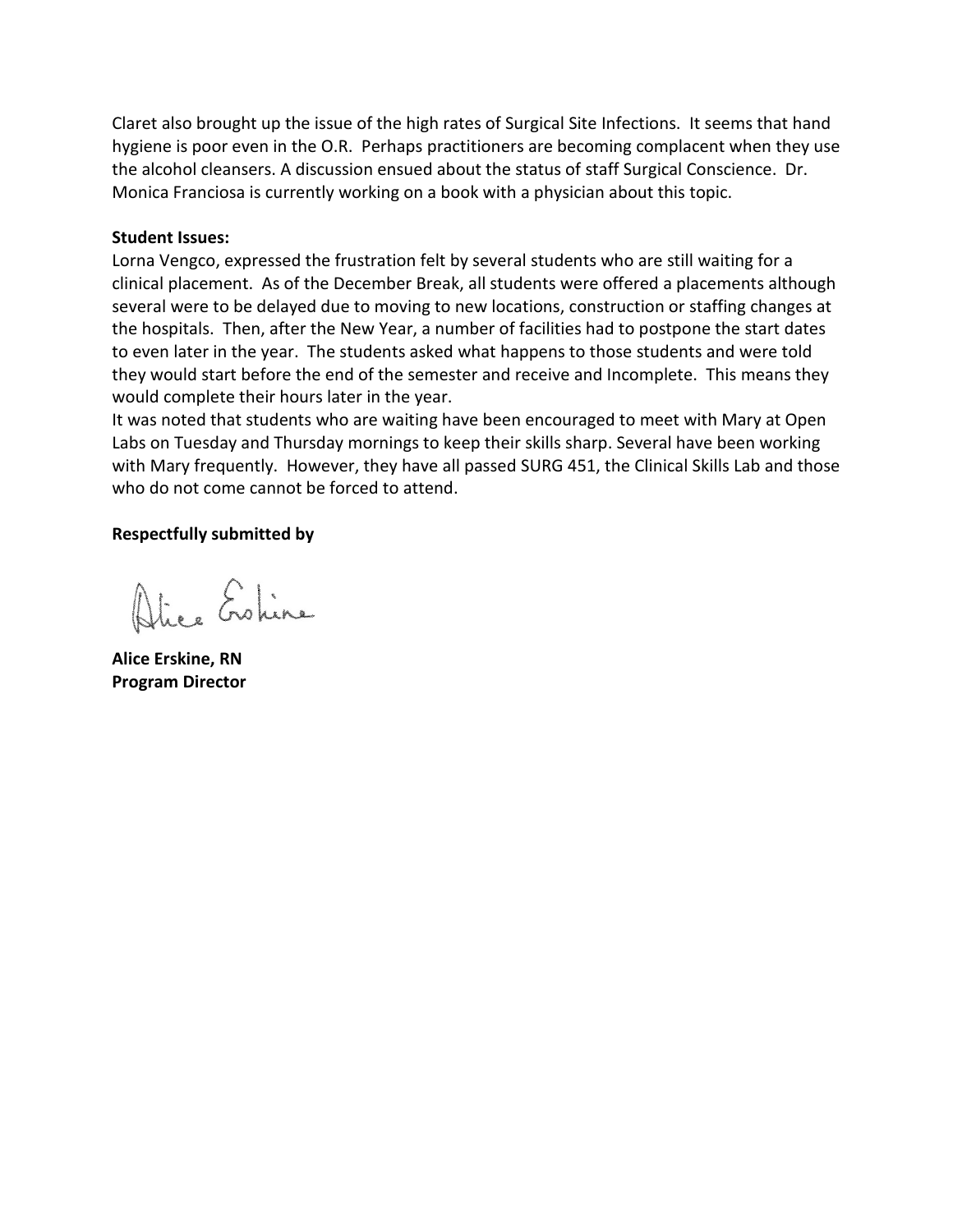Claret also brought up the issue of the high rates of Surgical Site Infections. It seems that hand hygiene is poor even in the O.R. Perhaps practitioners are becoming complacent when they use the alcohol cleansers. A discussion ensued about the status of staff Surgical Conscience. Dr. Monica Franciosa is currently working on a book with a physician about this topic.

**Student Issues:**

Lorna Vengco, expressed the frustration felt by several students who are still waiting for a clinical placement. As of the December Break, all students were offered a placements although several were to be delayed due to moving to new locations, construction or staffing changes at the hospitals. Then, after the New Year, a number of facilities had to postpone the start dates to even later in the year. The students asked what happens to those students and were told they would start before the end of the semester and receive and Incomplete. This means they would complete their hours later in the year.

It was noted that students who are waiting have been encouraged to meet with Mary at Open Labs on Tuesday and Thursday mornings to keep their skills sharp. Several have been working with Mary frequently. However, they have all passed SURG 451, the Clinical Skills Lab and those who do not come cannot be forced to attend.

**Respectfully submitted by**

Alice Erskine

**Alice Erskine, RN**
**Program Director**